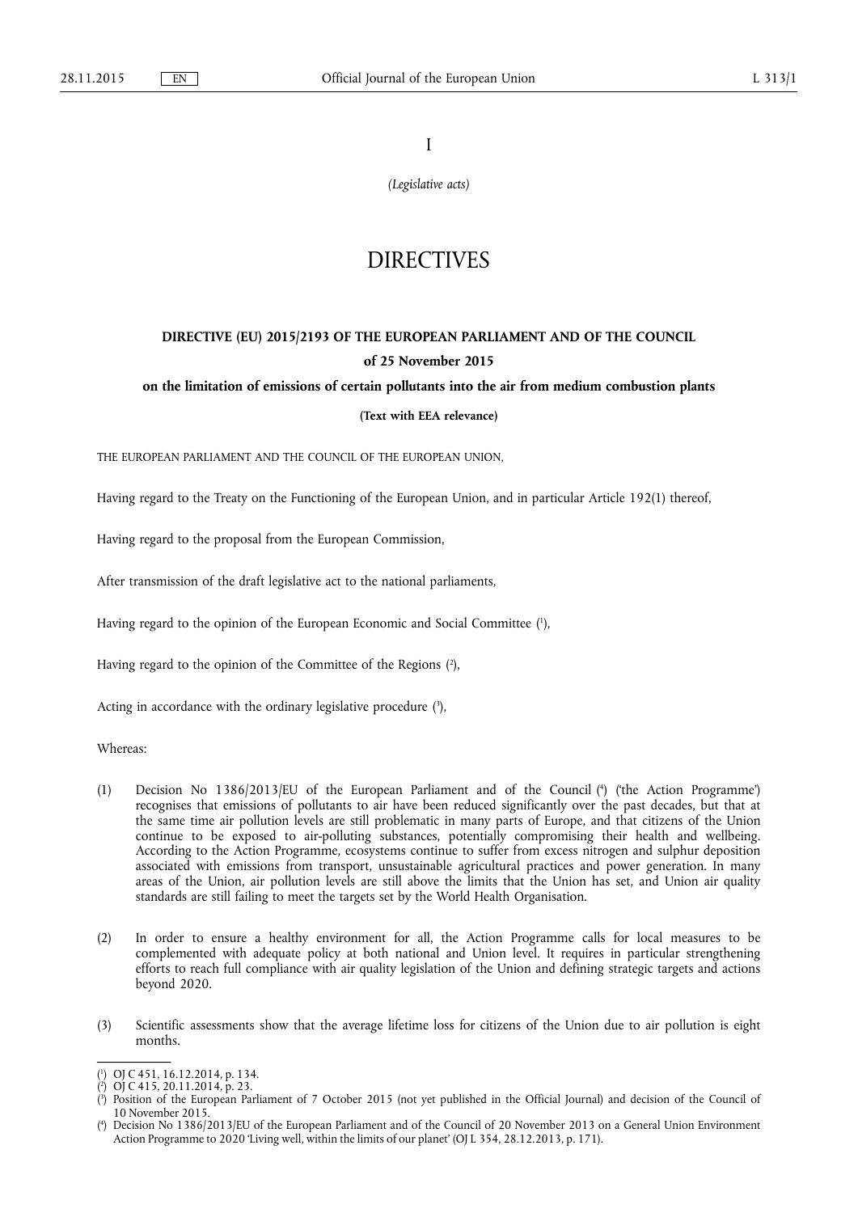I

*(Legislative acts)*

# DIRECTIVES

## DIRECTIVE (EU) 2015/2193 OF THE EUROPEAN PARLIAMENT AND OF THE COUNCIL

### of 25 November 2015

### on the limitation of emissions of certain pollutants into the air from medium combustion plants

**(Text with EEA relevance)**

THE EUROPEAN PARLIAMENT AND THE COUNCIL OF THE EUROPEAN UNION,

Having regard to the Treaty on the Functioning of the European Union, and in particular Article 192(1) thereof,

Having regard to the proposal from the European Commission,

After transmission of the draft legislative act to the national parliaments,

Having regard to the opinion of the European Economic and Social Committee [1],

Having regard to the opinion of the Committee of the Regions [2],

Acting in accordance with the ordinary legislative procedure [3],

Whereas:

(1) Decision No 1386/2013/EU of the European Parliament and of the Council [4] ('the Action Programme') recognises that emissions of pollutants to air have been reduced significantly over the past decades, but that at the same time air pollution levels are still problematic in many parts of Europe, and that citizens of the Union continue to be exposed to air-polluting substances, potentially compromising their health and wellbeing. According to the Action Programme, ecosystems continue to suffer from excess nitrogen and sulphur deposition associated with emissions from transport, unsustainable agricultural practices and power generation. In many areas of the Union, air pollution levels are still above the limits that the Union has set, and Union air quality standards are still failing to meet the targets set by the World Health Organisation.

(2) In order to ensure a healthy environment for all, the Action Programme calls for local measures to be complemented with adequate policy at both national and Union level. It requires in particular strengthening efforts to reach full compliance with air quality legislation of the Union and defining strategic targets and actions beyond 2020.

(3) Scientific assessments show that the average lifetime loss for citizens of the Union due to air pollution is eight months.

---

[1] OJ C 451, 16.12.2014, p. 134.

[2] OJ C 415, 20.11.2014, p. 23.

[3] Position of the European Parliament of 7 October 2015 (not yet published in the Official Journal) and decision of the Council of 10 November 2015.

[4] Decision No 1386/2013/EU of the European Parliament and of the Council of 20 November 2013 on a General Union Environment Action Programme to 2020 'Living well, within the limits of our planet' (OJ L 354, 28.12.2013, p. 171).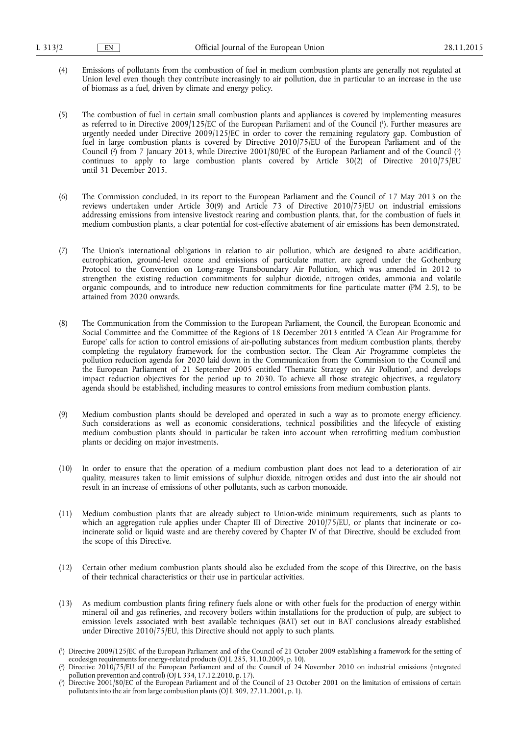(4) Emissions of pollutants from the combustion of fuel in medium combustion plants are generally not regulated at Union level even though they contribute increasingly to air pollution, due in particular to an increase in the use of biomass as a fuel, driven by climate and energy policy.

(5) The combustion of fuel in certain small combustion plants and appliances is covered by implementing measures as referred to in Directive 2009/125/EC of the European Parliament and of the Council [1]. Further measures are urgently needed under Directive 2009/125/EC in order to cover the remaining regulatory gap. Combustion of fuel in large combustion plants is covered by Directive 2010/75/EU of the European Parliament and of the Council [2] from 7 January 2013, while Directive 2001/80/EC of the European Parliament and of the Council [3] continues to apply to large combustion plants covered by Article 30(2) of Directive 2010/75/EU until 31 December 2015.

(6) The Commission concluded, in its report to the European Parliament and the Council of 17 May 2013 on the reviews undertaken under Article 30(9) and Article 73 of Directive 2010/75/EU on industrial emissions addressing emissions from intensive livestock rearing and combustion plants, that, for the combustion of fuels in medium combustion plants, a clear potential for cost-effective abatement of air emissions has been demonstrated.

(7) The Union's international obligations in relation to air pollution, which are designed to abate acidification, eutrophication, ground-level ozone and emissions of particulate matter, are agreed under the Gothenburg Protocol to the Convention on Long-range Transboundary Air Pollution, which was amended in 2012 to strengthen the existing reduction commitments for sulphur dioxide, nitrogen oxides, ammonia and volatile organic compounds, and to introduce new reduction commitments for fine particulate matter (PM 2.5), to be attained from 2020 onwards.

(8) The Communication from the Commission to the European Parliament, the Council, the European Economic and Social Committee and the Committee of the Regions of 18 December 2013 entitled 'A Clean Air Programme for Europe' calls for action to control emissions of air-polluting substances from medium combustion plants, thereby completing the regulatory framework for the combustion sector. The Clean Air Programme completes the pollution reduction agenda for 2020 laid down in the Communication from the Commission to the Council and the European Parliament of 21 September 2005 entitled 'Thematic Strategy on Air Pollution', and develops impact reduction objectives for the period up to 2030. To achieve all those strategic objectives, a regulatory agenda should be established, including measures to control emissions from medium combustion plants.

(9) Medium combustion plants should be developed and operated in such a way as to promote energy efficiency. Such considerations as well as economic considerations, technical possibilities and the lifecycle of existing medium combustion plants should in particular be taken into account when retrofitting medium combustion plants or deciding on major investments.

(10) In order to ensure that the operation of a medium combustion plant does not lead to a deterioration of air quality, measures taken to limit emissions of sulphur dioxide, nitrogen oxides and dust into the air should not result in an increase of emissions of other pollutants, such as carbon monoxide.

(11) Medium combustion plants that are already subject to Union-wide minimum requirements, such as plants to which an aggregation rule applies under Chapter III of Directive 2010/75/EU, or plants that incinerate or co-incinerate solid or liquid waste and are thereby covered by Chapter IV of that Directive, should be excluded from the scope of this Directive.

(12) Certain other medium combustion plants should also be excluded from the scope of this Directive, on the basis of their technical characteristics or their use in particular activities.

(13) As medium combustion plants firing refinery fuels alone or with other fuels for the production of energy within mineral oil and gas refineries, and recovery boilers within installations for the production of pulp, are subject to emission levels associated with best available techniques (BAT) set out in BAT conclusions already established under Directive 2010/75/EU, this Directive should not apply to such plants.

---

[1] Directive 2009/125/EC of the European Parliament and of the Council of 21 October 2009 establishing a framework for the setting of ecodesign requirements for energy-related products (OJ L 285, 31.10.2009, p. 10).

[2] Directive 2010/75/EU of the European Parliament and of the Council of 24 November 2010 on industrial emissions (integrated pollution prevention and control) (OJ L 334, 17.12.2010, p. 17).

[3] Directive 2001/80/EC of the European Parliament and of the Council of 23 October 2001 on the limitation of emissions of certain pollutants into the air from large combustion plants (OJ L 309, 27.11.2001, p. 1).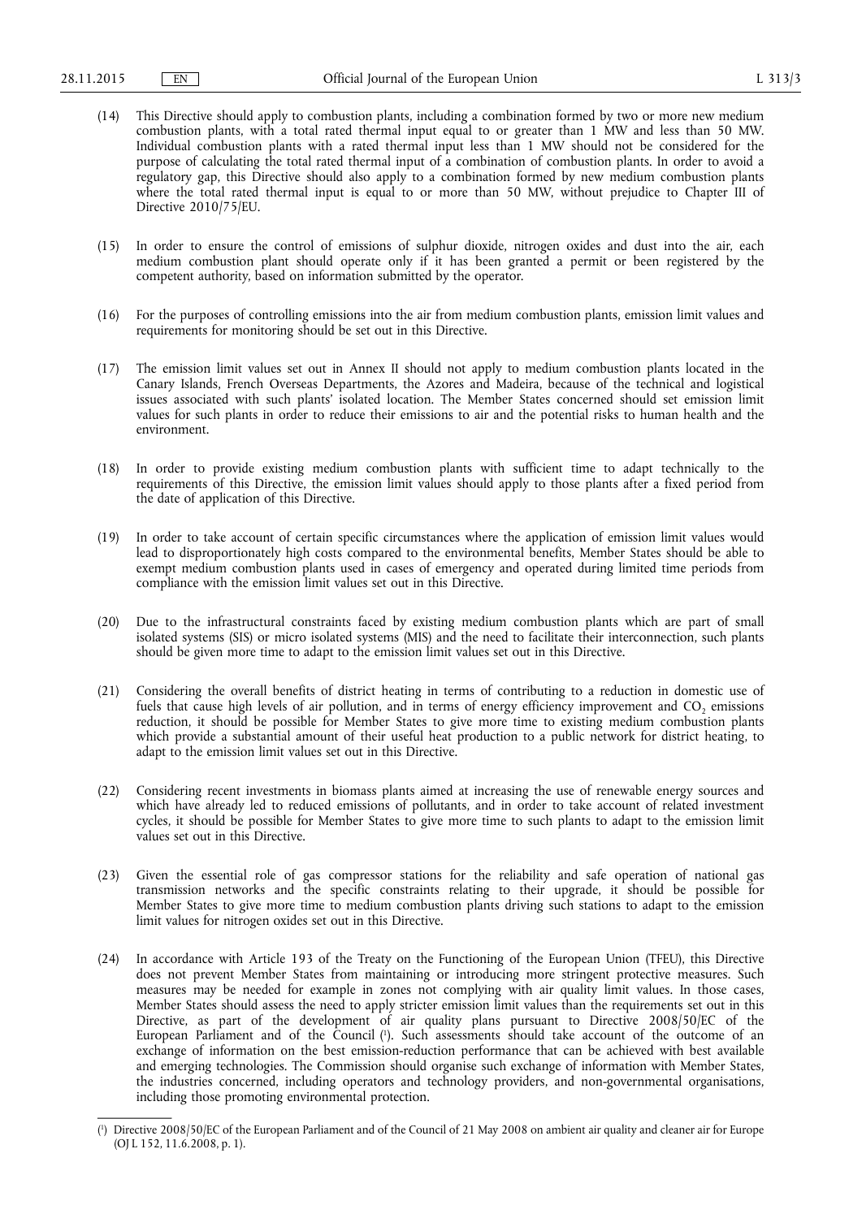(14) This Directive should apply to combustion plants, including a combination formed by two or more new medium combustion plants, with a total rated thermal input equal to or greater than 1 MW and less than 50 MW. Individual combustion plants with a rated thermal input less than 1 MW should not be considered for the purpose of calculating the total rated thermal input of a combination of combustion plants. In order to avoid a regulatory gap, this Directive should also apply to a combination formed by new medium combustion plants where the total rated thermal input is equal to or more than 50 MW, without prejudice to Chapter III of Directive 2010/75/EU.

(15) In order to ensure the control of emissions of sulphur dioxide, nitrogen oxides and dust into the air, each medium combustion plant should operate only if it has been granted a permit or been registered by the competent authority, based on information submitted by the operator.

(16) For the purposes of controlling emissions into the air from medium combustion plants, emission limit values and requirements for monitoring should be set out in this Directive.

(17) The emission limit values set out in Annex II should not apply to medium combustion plants located in the Canary Islands, French Overseas Departments, the Azores and Madeira, because of the technical and logistical issues associated with such plants' isolated location. The Member States concerned should set emission limit values for such plants in order to reduce their emissions to air and the potential risks to human health and the environment.

(18) In order to provide existing medium combustion plants with sufficient time to adapt technically to the requirements of this Directive, the emission limit values should apply to those plants after a fixed period from the date of application of this Directive.

(19) In order to take account of certain specific circumstances where the application of emission limit values would lead to disproportionately high costs compared to the environmental benefits, Member States should be able to exempt medium combustion plants used in cases of emergency and operated during limited time periods from compliance with the emission limit values set out in this Directive.

(20) Due to the infrastructural constraints faced by existing medium combustion plants which are part of small isolated systems (SIS) or micro isolated systems (MIS) and the need to facilitate their interconnection, such plants should be given more time to adapt to the emission limit values set out in this Directive.

(21) Considering the overall benefits of district heating in terms of contributing to a reduction in domestic use of fuels that cause high levels of air pollution, and in terms of energy efficiency improvement and $CO_2$ emissions reduction, it should be possible for Member States to give more time to existing medium combustion plants which provide a substantial amount of their useful heat production to a public network for district heating, to adapt to the emission limit values set out in this Directive.

(22) Considering recent investments in biomass plants aimed at increasing the use of renewable energy sources and which have already led to reduced emissions of pollutants, and in order to take account of related investment cycles, it should be possible for Member States to give more time to such plants to adapt to the emission limit values set out in this Directive.

(23) Given the essential role of gas compressor stations for the reliability and safe operation of national gas transmission networks and the specific constraints relating to their upgrade, it should be possible for Member States to give more time to medium combustion plants driving such stations to adapt to the emission limit values for nitrogen oxides set out in this Directive.

(24) In accordance with Article 193 of the Treaty on the Functioning of the European Union (TFEU), this Directive does not prevent Member States from maintaining or introducing more stringent protective measures. Such measures may be needed for example in zones not complying with air quality limit values. In those cases, Member States should assess the need to apply stricter emission limit values than the requirements set out in this Directive, as part of the development of air quality plans pursuant to Directive 2008/50/EC of the European Parliament and of the Council [1]. Such assessments should take account of the outcome of an exchange of information on the best emission-reduction performance that can be achieved with best available and emerging technologies. The Commission should organise such exchange of information with Member States, the industries concerned, including operators and technology providers, and non-governmental organisations, including those promoting environmental protection.

---

[1] Directive 2008/50/EC of the European Parliament and of the Council of 21 May 2008 on ambient air quality and cleaner air for Europe (OJ L 152, 11.6.2008, p. 1).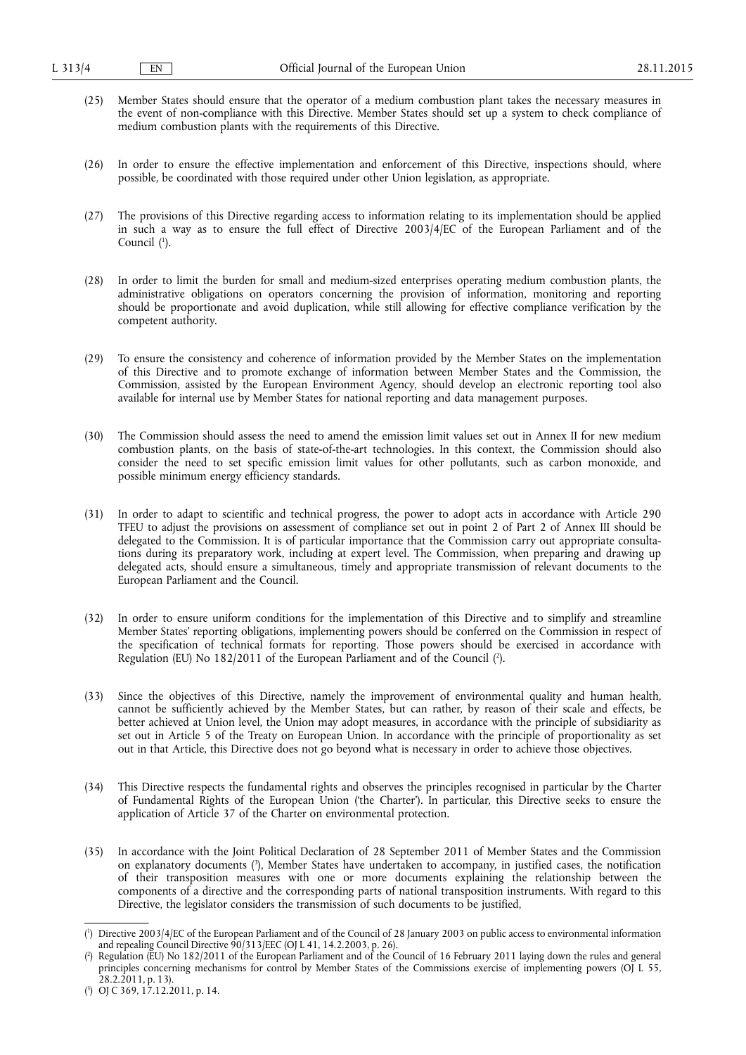(25) Member States should ensure that the operator of a medium combustion plant takes the necessary measures in the event of non-compliance with this Directive. Member States should set up a system to check compliance of medium combustion plants with the requirements of this Directive.

(26) In order to ensure the effective implementation and enforcement of this Directive, inspections should, where possible, be coordinated with those required under other Union legislation, as appropriate.

(27) The provisions of this Directive regarding access to information relating to its implementation should be applied in such a way as to ensure the full effect of Directive 2003/4/EC of the European Parliament and of the Council [1].

(28) In order to limit the burden for small and medium-sized enterprises operating medium combustion plants, the administrative obligations on operators concerning the provision of information, monitoring and reporting should be proportionate and avoid duplication, while still allowing for effective compliance verification by the competent authority.

(29) To ensure the consistency and coherence of information provided by the Member States on the implementation of this Directive and to promote exchange of information between Member States and the Commission, the Commission, assisted by the European Environment Agency, should develop an electronic reporting tool also available for internal use by Member States for national reporting and data management purposes.

(30) The Commission should assess the need to amend the emission limit values set out in Annex II for new medium combustion plants, on the basis of state-of-the-art technologies. In this context, the Commission should also consider the need to set specific emission limit values for other pollutants, such as carbon monoxide, and possible minimum energy efficiency standards.

(31) In order to adapt to scientific and technical progress, the power to adopt acts in accordance with Article 290 TFEU to adjust the provisions on assessment of compliance set out in point 2 of Part 2 of Annex III should be delegated to the Commission. It is of particular importance that the Commission carry out appropriate consultations during its preparatory work, including at expert level. The Commission, when preparing and drawing up delegated acts, should ensure a simultaneous, timely and appropriate transmission of relevant documents to the European Parliament and the Council.

(32) In order to ensure uniform conditions for the implementation of this Directive and to simplify and streamline Member States' reporting obligations, implementing powers should be conferred on the Commission in respect of the specification of technical formats for reporting. Those powers should be exercised in accordance with Regulation (EU) No 182/2011 of the European Parliament and of the Council [2].

(33) Since the objectives of this Directive, namely the improvement of environmental quality and human health, cannot be sufficiently achieved by the Member States, but can rather, by reason of their scale and effects, be better achieved at Union level, the Union may adopt measures, in accordance with the principle of subsidiarity as set out in Article 5 of the Treaty on European Union. In accordance with the principle of proportionality as set out in that Article, this Directive does not go beyond what is necessary in order to achieve those objectives.

(34) This Directive respects the fundamental rights and observes the principles recognised in particular by the Charter of Fundamental Rights of the European Union ('the Charter'). In particular, this Directive seeks to ensure the application of Article 37 of the Charter on environmental protection.

(35) In accordance with the Joint Political Declaration of 28 September 2011 of Member States and the Commission on explanatory documents [3], Member States have undertaken to accompany, in justified cases, the notification of their transposition measures with one or more documents explaining the relationship between the components of a directive and the corresponding parts of national transposition instruments. With regard to this Directive, the legislator considers the transmission of such documents to be justified,

---

[1] Directive 2003/4/EC of the European Parliament and of the Council of 28 January 2003 on public access to environmental information and repealing Council Directive 90/313/EEC (OJ L 41, 14.2.2003, p. 26).

[2] Regulation (EU) No 182/2011 of the European Parliament and of the Council of 16 February 2011 laying down the rules and general principles concerning mechanisms for control by Member States of the Commissions exercise of implementing powers (OJ L 55, 28.2.2011, p. 13).

[3] OJ C 369, 17.12.2011, p. 14.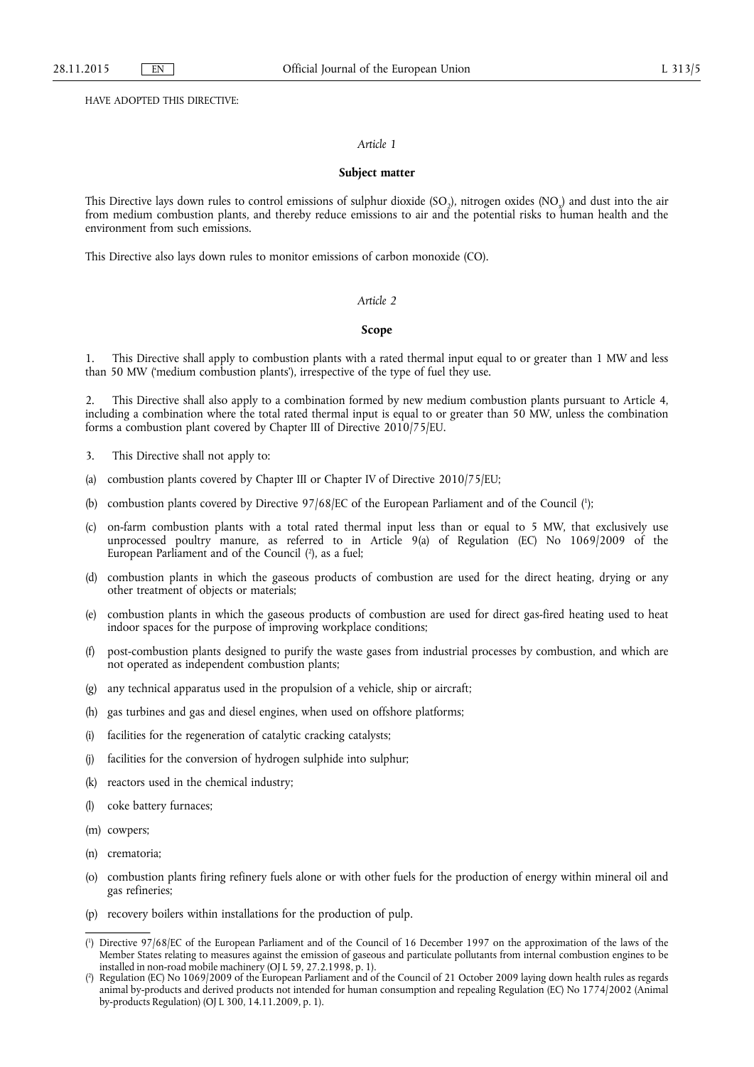HAVE ADOPTED THIS DIRECTIVE:

*Article 1*

**Subject matter**

This Directive lays down rules to control emissions of sulphur dioxide ($SO_2$), nitrogen oxides ($NO_x$) and dust into the air from medium combustion plants, and thereby reduce emissions to air and the potential risks to human health and the environment from such emissions.

This Directive also lays down rules to monitor emissions of carbon monoxide (CO).

*Article 2*

**Scope**

1. This Directive shall apply to combustion plants with a rated thermal input equal to or greater than 1 MW and less than 50 MW ('medium combustion plants'), irrespective of the type of fuel they use.

2. This Directive shall also apply to a combination formed by new medium combustion plants pursuant to Article 4, including a combination where the total rated thermal input is equal to or greater than 50 MW, unless the combination forms a combustion plant covered by Chapter III of Directive 2010/75/EU.

3. This Directive shall not apply to:

(a) combustion plants covered by Chapter III or Chapter IV of Directive 2010/75/EU;

(b) combustion plants covered by Directive 97/68/EC of the European Parliament and of the Council [1];

(c) on-farm combustion plants with a total rated thermal input less than or equal to 5 MW, that exclusively use unprocessed poultry manure, as referred to in Article 9(a) of Regulation (EC) No 1069/2009 of the European Parliament and of the Council [2], as a fuel;

(d) combustion plants in which the gaseous products of combustion are used for the direct heating, drying or any other treatment of objects or materials;

(e) combustion plants in which the gaseous products of combustion are used for direct gas-fired heating used to heat indoor spaces for the purpose of improving workplace conditions;

(f) post-combustion plants designed to purify the waste gases from industrial processes by combustion, and which are not operated as independent combustion plants;

(g) any technical apparatus used in the propulsion of a vehicle, ship or aircraft;

(h) gas turbines and gas and diesel engines, when used on offshore platforms;

(i) facilities for the regeneration of catalytic cracking catalysts;

(j) facilities for the conversion of hydrogen sulphide into sulphur;

(k) reactors used in the chemical industry;

(l) coke battery furnaces;

(m) cowpers;

(n) crematoria;

(o) combustion plants firing refinery fuels alone or with other fuels for the production of energy within mineral oil and gas refineries;

(p) recovery boilers within installations for the production of pulp.

---

[1] Directive 97/68/EC of the European Parliament and of the Council of 16 December 1997 on the approximation of the laws of the Member States relating to measures against the emission of gaseous and particulate pollutants from internal combustion engines to be installed in non-road mobile machinery (OJ L 59, 27.2.1998, p. 1).

[2] Regulation (EC) No 1069/2009 of the European Parliament and of the Council of 21 October 2009 laying down health rules as regards animal by-products and derived products not intended for human consumption and repealing Regulation (EC) No 1774/2002 (Animal by-products Regulation) (OJ L 300, 14.11.2009, p. 1).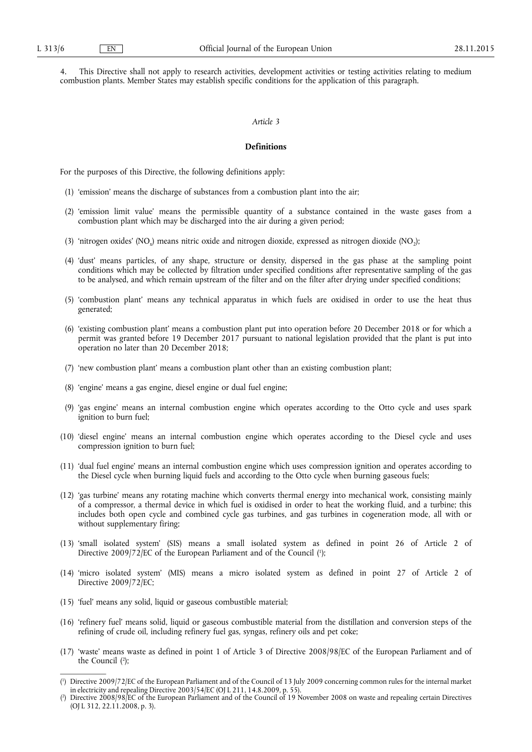4. This Directive shall not apply to research activities, development activities or testing activities relating to medium combustion plants. Member States may establish specific conditions for the application of this paragraph.

*Article 3*

**Definitions**

For the purposes of this Directive, the following definitions apply:

(1) 'emission' means the discharge of substances from a combustion plant into the air;

(2) 'emission limit value' means the permissible quantity of a substance contained in the waste gases from a combustion plant which may be discharged into the air during a given period;

(3) 'nitrogen oxides' ($NO_x$) means nitric oxide and nitrogen dioxide, expressed as nitrogen dioxide ($NO_2$);

(4) 'dust' means particles, of any shape, structure or density, dispersed in the gas phase at the sampling point conditions which may be collected by filtration under specified conditions after representative sampling of the gas to be analysed, and which remain upstream of the filter and on the filter after drying under specified conditions;

(5) 'combustion plant' means any technical apparatus in which fuels are oxidised in order to use the heat thus generated;

(6) 'existing combustion plant' means a combustion plant put into operation before 20 December 2018 or for which a permit was granted before 19 December 2017 pursuant to national legislation provided that the plant is put into operation no later than 20 December 2018;

(7) 'new combustion plant' means a combustion plant other than an existing combustion plant;

(8) 'engine' means a gas engine, diesel engine or dual fuel engine;

(9) 'gas engine' means an internal combustion engine which operates according to the Otto cycle and uses spark ignition to burn fuel;

(10) 'diesel engine' means an internal combustion engine which operates according to the Diesel cycle and uses compression ignition to burn fuel;

(11) 'dual fuel engine' means an internal combustion engine which uses compression ignition and operates according to the Diesel cycle when burning liquid fuels and according to the Otto cycle when burning gaseous fuels;

(12) 'gas turbine' means any rotating machine which converts thermal energy into mechanical work, consisting mainly of a compressor, a thermal device in which fuel is oxidised in order to heat the working fluid, and a turbine; this includes both open cycle and combined cycle gas turbines, and gas turbines in cogeneration mode, all with or without supplementary firing;

(13) 'small isolated system' (SIS) means a small isolated system as defined in point 26 of Article 2 of Directive 2009/72/EC of the European Parliament and of the Council [1];

(14) 'micro isolated system' (MIS) means a micro isolated system as defined in point 27 of Article 2 of Directive 2009/72/EC;

(15) 'fuel' means any solid, liquid or gaseous combustible material;

(16) 'refinery fuel' means solid, liquid or gaseous combustible material from the distillation and conversion steps of the refining of crude oil, including refinery fuel gas, syngas, refinery oils and pet coke;

(17) 'waste' means waste as defined in point 1 of Article 3 of Directive 2008/98/EC of the European Parliament and of the Council [2];

---

[1] Directive 2009/72/EC of the European Parliament and of the Council of 13 July 2009 concerning common rules for the internal market in electricity and repealing Directive 2003/54/EC (OJ L 211, 14.8.2009, p. 55).

[2] Directive 2008/98/EC of the European Parliament and of the Council of 19 November 2008 on waste and repealing certain Directives (OJ L 312, 22.11.2008, p. 3).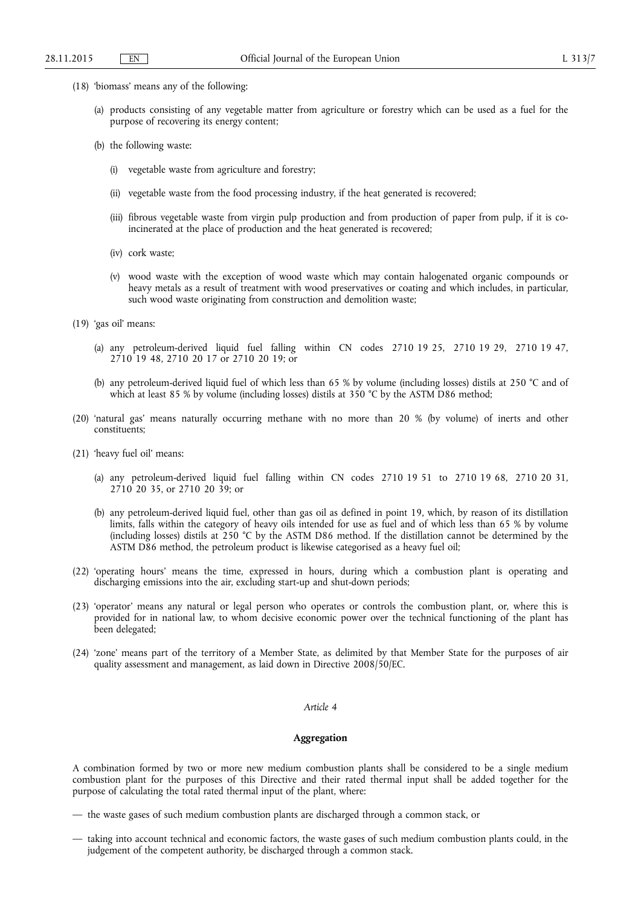(18) 'biomass' means any of the following:

(a) products consisting of any vegetable matter from agriculture or forestry which can be used as a fuel for the purpose of recovering its energy content;

(b) the following waste:

(i) vegetable waste from agriculture and forestry;

(ii) vegetable waste from the food processing industry, if the heat generated is recovered;

(iii) fibrous vegetable waste from virgin pulp production and from production of paper from pulp, if it is co-incinerated at the place of production and the heat generated is recovered;

(iv) cork waste;

(v) wood waste with the exception of wood waste which may contain halogenated organic compounds or heavy metals as a result of treatment with wood preservatives or coating and which includes, in particular, such wood waste originating from construction and demolition waste;

(19) 'gas oil' means:

(a) any petroleum-derived liquid fuel falling within CN codes 2710 19 25, 2710 19 29, 2710 19 47, 2710 19 48, 2710 20 17 or 2710 20 19; or

(b) any petroleum-derived liquid fuel of which less than 65 % by volume (including losses) distils at 250 °C and of which at least 85 % by volume (including losses) distils at 350 °C by the ASTM D86 method;

(20) 'natural gas' means naturally occurring methane with no more than 20 % (by volume) of inerts and other constituents;

(21) 'heavy fuel oil' means:

(a) any petroleum-derived liquid fuel falling within CN codes 2710 19 51 to 2710 19 68, 2710 20 31, 2710 20 35, or 2710 20 39; or

(b) any petroleum-derived liquid fuel, other than gas oil as defined in point 19, which, by reason of its distillation limits, falls within the category of heavy oils intended for use as fuel and of which less than 65 % by volume (including losses) distils at 250 °C by the ASTM D86 method. If the distillation cannot be determined by the ASTM D86 method, the petroleum product is likewise categorised as a heavy fuel oil;

(22) 'operating hours' means the time, expressed in hours, during which a combustion plant is operating and discharging emissions into the air, excluding start-up and shut-down periods;

(23) 'operator' means any natural or legal person who operates or controls the combustion plant, or, where this is provided for in national law, to whom decisive economic power over the technical functioning of the plant has been delegated;

(24) 'zone' means part of the territory of a Member State, as delimited by that Member State for the purposes of air quality assessment and management, as laid down in Directive 2008/50/EC.

*Article 4*

**Aggregation**

A combination formed by two or more new medium combustion plants shall be considered to be a single medium combustion plant for the purposes of this Directive and their rated thermal input shall be added together for the purpose of calculating the total rated thermal input of the plant, where:

— the waste gases of such medium combustion plants are discharged through a common stack, or

— taking into account technical and economic factors, the waste gases of such medium combustion plants could, in the judgement of the competent authority, be discharged through a common stack.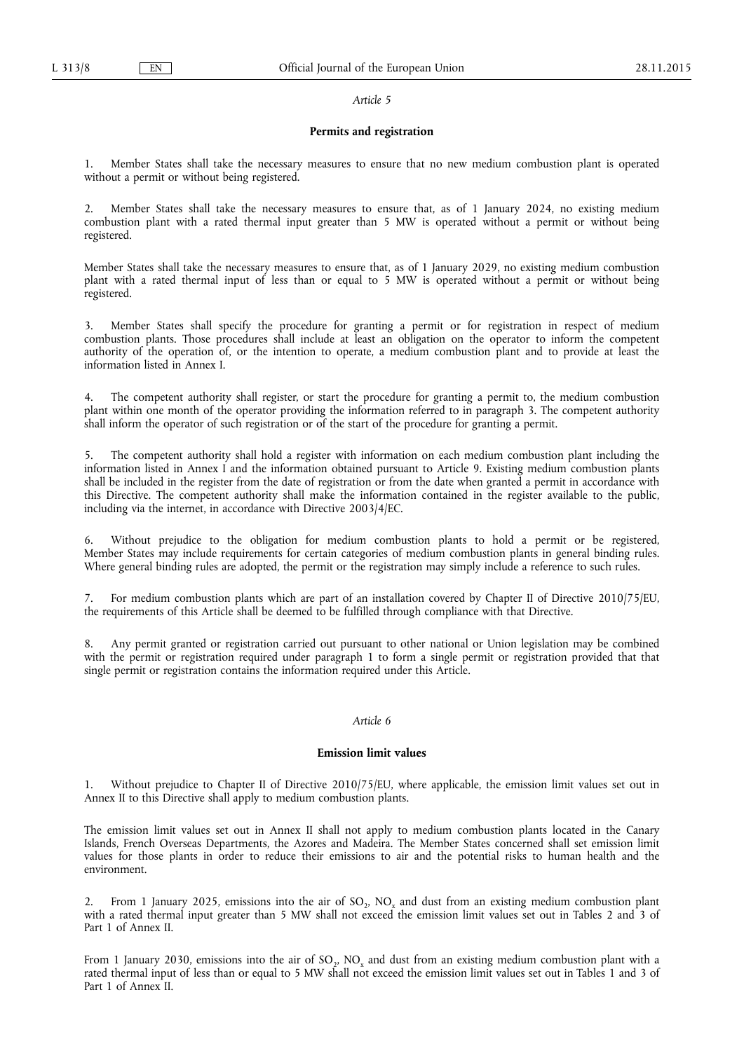*Article 5*

**Permits and registration**

1. Member States shall take the necessary measures to ensure that no new medium combustion plant is operated without a permit or without being registered.

2. Member States shall take the necessary measures to ensure that, as of 1 January 2024, no existing medium combustion plant with a rated thermal input greater than 5 MW is operated without a permit or without being registered.

Member States shall take the necessary measures to ensure that, as of 1 January 2029, no existing medium combustion plant with a rated thermal input of less than or equal to 5 MW is operated without a permit or without being registered.

3. Member States shall specify the procedure for granting a permit or for registration in respect of medium combustion plants. Those procedures shall include at least an obligation on the operator to inform the competent authority of the operation of, or the intention to operate, a medium combustion plant and to provide at least the information listed in Annex I.

4. The competent authority shall register, or start the procedure for granting a permit to, the medium combustion plant within one month of the operator providing the information referred to in paragraph 3. The competent authority shall inform the operator of such registration or of the start of the procedure for granting a permit.

5. The competent authority shall hold a register with information on each medium combustion plant including the information listed in Annex I and the information obtained pursuant to Article 9. Existing medium combustion plants shall be included in the register from the date of registration or from the date when granted a permit in accordance with this Directive. The competent authority shall make the information contained in the register available to the public, including via the internet, in accordance with Directive 2003/4/EC.

6. Without prejudice to the obligation for medium combustion plants to hold a permit or be registered, Member States may include requirements for certain categories of medium combustion plants in general binding rules. Where general binding rules are adopted, the permit or the registration may simply include a reference to such rules.

7. For medium combustion plants which are part of an installation covered by Chapter II of Directive 2010/75/EU, the requirements of this Article shall be deemed to be fulfilled through compliance with that Directive.

8. Any permit granted or registration carried out pursuant to other national or Union legislation may be combined with the permit or registration required under paragraph 1 to form a single permit or registration provided that that single permit or registration contains the information required under this Article.

*Article 6*

**Emission limit values**

1. Without prejudice to Chapter II of Directive 2010/75/EU, where applicable, the emission limit values set out in Annex II to this Directive shall apply to medium combustion plants.

The emission limit values set out in Annex II shall not apply to medium combustion plants located in the Canary Islands, French Overseas Departments, the Azores and Madeira. The Member States concerned shall set emission limit values for those plants in order to reduce their emissions to air and the potential risks to human health and the environment.

2. From 1 January 2025, emissions into the air of $SO_2$, $NO_x$ and dust from an existing medium combustion plant with a rated thermal input greater than 5 MW shall not exceed the emission limit values set out in Tables 2 and 3 of Part 1 of Annex II.

From 1 January 2030, emissions into the air of $SO_2$, $NO_x$ and dust from an existing medium combustion plant with a rated thermal input of less than or equal to 5 MW shall not exceed the emission limit values set out in Tables 1 and 3 of Part 1 of Annex II.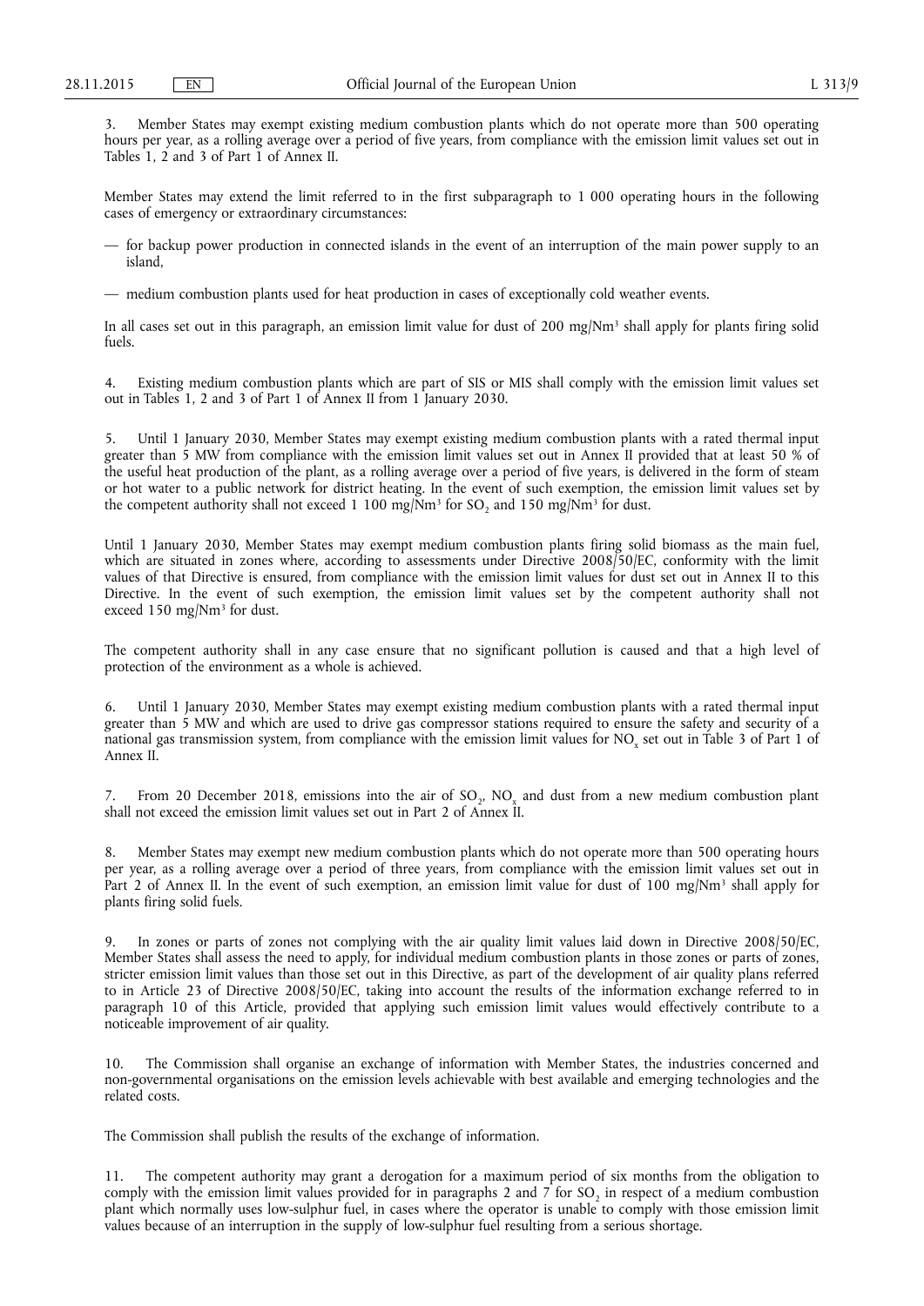3. Member States may exempt existing medium combustion plants which do not operate more than 500 operating hours per year, as a rolling average over a period of five years, from compliance with the emission limit values set out in Tables 1, 2 and 3 of Part 1 of Annex II.

Member States may extend the limit referred to in the first subparagraph to 1 000 operating hours in the following cases of emergency or extraordinary circumstances:

— for backup power production in connected islands in the event of an interruption of the main power supply to an island,

— medium combustion plants used for heat production in cases of exceptionally cold weather events.

In all cases set out in this paragraph, an emission limit value for dust of 200 mg/Nm$^3$ shall apply for plants firing solid fuels.

4. Existing medium combustion plants which are part of SIS or MIS shall comply with the emission limit values set out in Tables 1, 2 and 3 of Part 1 of Annex II from 1 January 2030.

5. Until 1 January 2030, Member States may exempt existing medium combustion plants with a rated thermal input greater than 5 MW from compliance with the emission limit values set out in Annex II provided that at least 50 % of the useful heat production of the plant, as a rolling average over a period of five years, is delivered in the form of steam or hot water to a public network for district heating. In the event of such exemption, the emission limit values set by the competent authority shall not exceed 1 100 mg/Nm$^3$ for $SO_2$ and 150 mg/Nm$^3$ for dust.

Until 1 January 2030, Member States may exempt medium combustion plants firing solid biomass as the main fuel, which are situated in zones where, according to assessments under Directive 2008/50/EC, conformity with the limit values of that Directive is ensured, from compliance with the emission limit values for dust set out in Annex II to this Directive. In the event of such exemption, the emission limit values set by the competent authority shall not exceed 150 mg/Nm$^3$ for dust.

The competent authority shall in any case ensure that no significant pollution is caused and that a high level of protection of the environment as a whole is achieved.

6. Until 1 January 2030, Member States may exempt existing medium combustion plants with a rated thermal input greater than 5 MW and which are used to drive gas compressor stations required to ensure the safety and security of a national gas transmission system, from compliance with the emission limit values for $NO_x$ set out in Table 3 of Part 1 of Annex II.

7. From 20 December 2018, emissions into the air of $SO_2$, $NO_x$ and dust from a new medium combustion plant shall not exceed the emission limit values set out in Part 2 of Annex II.

8. Member States may exempt new medium combustion plants which do not operate more than 500 operating hours per year, as a rolling average over a period of three years, from compliance with the emission limit values set out in Part 2 of Annex II. In the event of such exemption, an emission limit value for dust of 100 mg/Nm$^3$ shall apply for plants firing solid fuels.

9. In zones or parts of zones not complying with the air quality limit values laid down in Directive 2008/50/EC, Member States shall assess the need to apply, for individual medium combustion plants in those zones or parts of zones, stricter emission limit values than those set out in this Directive, as part of the development of air quality plans referred to in Article 23 of Directive 2008/50/EC, taking into account the results of the information exchange referred to in paragraph 10 of this Article, provided that applying such emission limit values would effectively contribute to a noticeable improvement of air quality.

10. The Commission shall organise an exchange of information with Member States, the industries concerned and non-governmental organisations on the emission levels achievable with best available and emerging technologies and the related costs.

The Commission shall publish the results of the exchange of information.

11. The competent authority may grant a derogation for a maximum period of six months from the obligation to comply with the emission limit values provided for in paragraphs 2 and 7 for $SO_2$ in respect of a medium combustion plant which normally uses low-sulphur fuel, in cases where the operator is unable to comply with those emission limit values because of an interruption in the supply of low-sulphur fuel resulting from a serious shortage.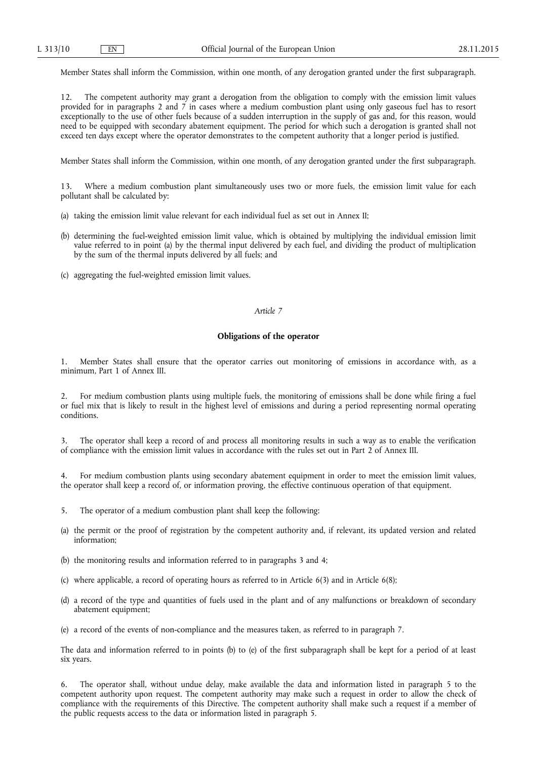Member States shall inform the Commission, within one month, of any derogation granted under the first subparagraph.

12. The competent authority may grant a derogation from the obligation to comply with the emission limit values provided for in paragraphs 2 and 7 in cases where a medium combustion plant using only gaseous fuel has to resort exceptionally to the use of other fuels because of a sudden interruption in the supply of gas and, for this reason, would need to be equipped with secondary abatement equipment. The period for which such a derogation is granted shall not exceed ten days except where the operator demonstrates to the competent authority that a longer period is justified.

Member States shall inform the Commission, within one month, of any derogation granted under the first subparagraph.

13. Where a medium combustion plant simultaneously uses two or more fuels, the emission limit value for each pollutant shall be calculated by:

(a) taking the emission limit value relevant for each individual fuel as set out in Annex II;

(b) determining the fuel-weighted emission limit value, which is obtained by multiplying the individual emission limit value referred to in point (a) by the thermal input delivered by each fuel, and dividing the product of multiplication by the sum of the thermal inputs delivered by all fuels; and

(c) aggregating the fuel-weighted emission limit values.

*Article 7*

**Obligations of the operator**

1. Member States shall ensure that the operator carries out monitoring of emissions in accordance with, as a minimum, Part 1 of Annex III.

2. For medium combustion plants using multiple fuels, the monitoring of emissions shall be done while firing a fuel or fuel mix that is likely to result in the highest level of emissions and during a period representing normal operating conditions.

3. The operator shall keep a record of and process all monitoring results in such a way as to enable the verification of compliance with the emission limit values in accordance with the rules set out in Part 2 of Annex III.

4. For medium combustion plants using secondary abatement equipment in order to meet the emission limit values, the operator shall keep a record of, or information proving, the effective continuous operation of that equipment.

5. The operator of a medium combustion plant shall keep the following:

(a) the permit or the proof of registration by the competent authority and, if relevant, its updated version and related information;

(b) the monitoring results and information referred to in paragraphs 3 and 4;

(c) where applicable, a record of operating hours as referred to in Article 6(3) and in Article 6(8);

(d) a record of the type and quantities of fuels used in the plant and of any malfunctions or breakdown of secondary abatement equipment;

(e) a record of the events of non-compliance and the measures taken, as referred to in paragraph 7.

The data and information referred to in points (b) to (e) of the first subparagraph shall be kept for a period of at least six years.

6. The operator shall, without undue delay, make available the data and information listed in paragraph 5 to the competent authority upon request. The competent authority may make such a request in order to allow the check of compliance with the requirements of this Directive. The competent authority shall make such a request if a member of the public requests access to the data or information listed in paragraph 5.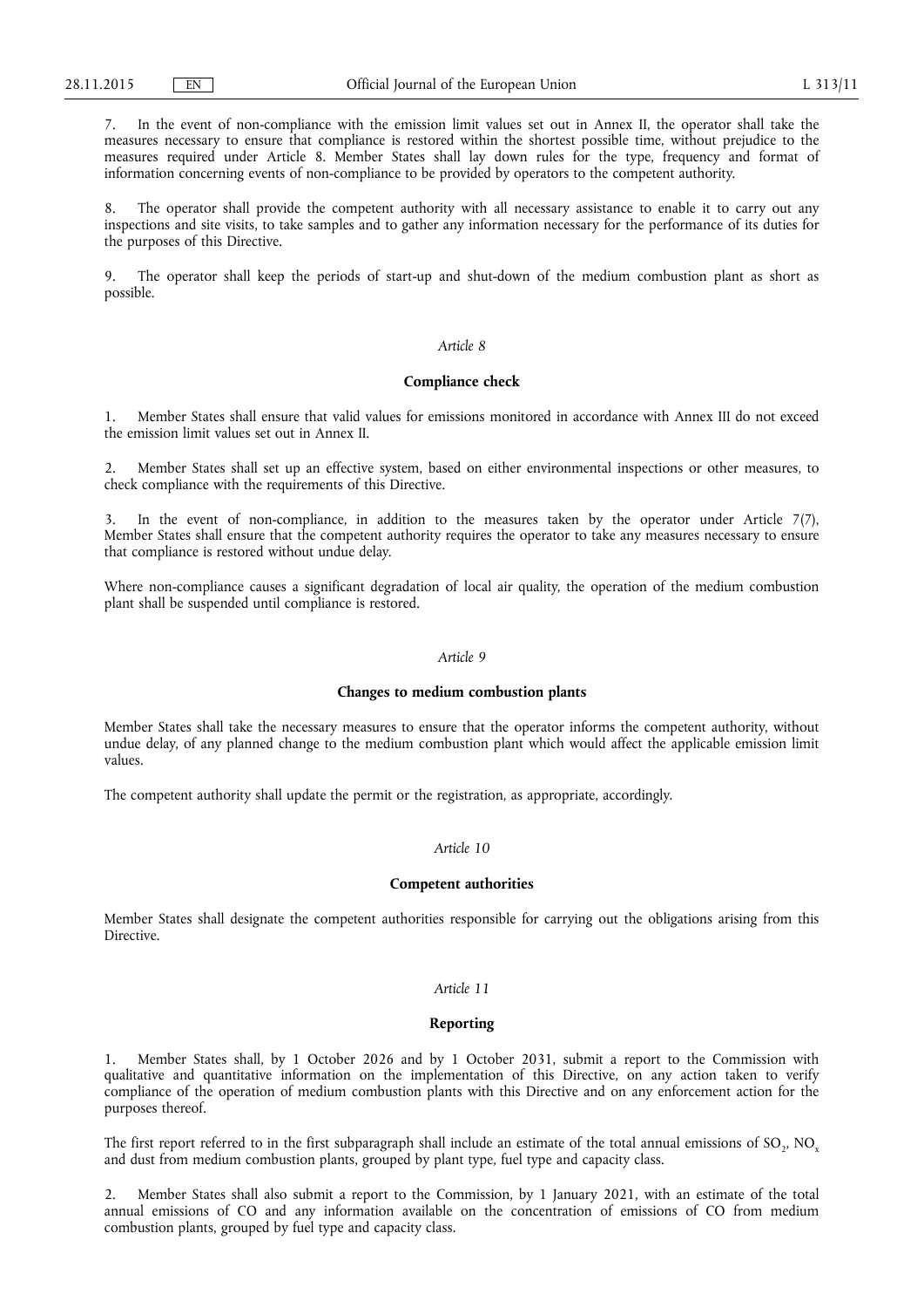7. In the event of non-compliance with the emission limit values set out in Annex II, the operator shall take the measures necessary to ensure that compliance is restored within the shortest possible time, without prejudice to the measures required under Article 8. Member States shall lay down rules for the type, frequency and format of information concerning events of non-compliance to be provided by operators to the competent authority.

8. The operator shall provide the competent authority with all necessary assistance to enable it to carry out any inspections and site visits, to take samples and to gather any information necessary for the performance of its duties for the purposes of this Directive.

9. The operator shall keep the periods of start-up and shut-down of the medium combustion plant as short as possible.

*Article 8*

**Compliance check**

1. Member States shall ensure that valid values for emissions monitored in accordance with Annex III do not exceed the emission limit values set out in Annex II.

2. Member States shall set up an effective system, based on either environmental inspections or other measures, to check compliance with the requirements of this Directive.

3. In the event of non-compliance, in addition to the measures taken by the operator under Article 7(7), Member States shall ensure that the competent authority requires the operator to take any measures necessary to ensure that compliance is restored without undue delay.

Where non-compliance causes a significant degradation of local air quality, the operation of the medium combustion plant shall be suspended until compliance is restored.

*Article 9*

**Changes to medium combustion plants**

Member States shall take the necessary measures to ensure that the operator informs the competent authority, without undue delay, of any planned change to the medium combustion plant which would affect the applicable emission limit values.

The competent authority shall update the permit or the registration, as appropriate, accordingly.

*Article 10*

**Competent authorities**

Member States shall designate the competent authorities responsible for carrying out the obligations arising from this Directive.

*Article 11*

**Reporting**

1. Member States shall, by 1 October 2026 and by 1 October 2031, submit a report to the Commission with qualitative and quantitative information on the implementation of this Directive, on any action taken to verify compliance of the operation of medium combustion plants with this Directive and on any enforcement action for the purposes thereof.

The first report referred to in the first subparagraph shall include an estimate of the total annual emissions of $SO_2$, $NO_x$ and dust from medium combustion plants, grouped by plant type, fuel type and capacity class.

2. Member States shall also submit a report to the Commission, by 1 January 2021, with an estimate of the total annual emissions of CO and any information available on the concentration of emissions of CO from medium combustion plants, grouped by fuel type and capacity class.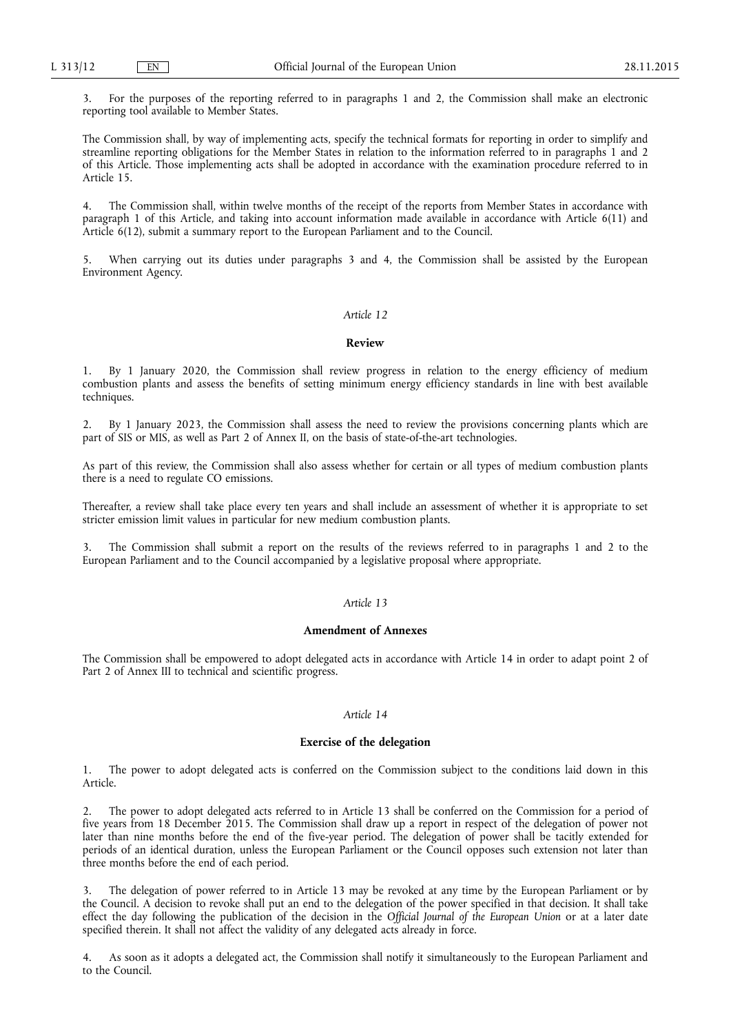3. For the purposes of the reporting referred to in paragraphs 1 and 2, the Commission shall make an electronic reporting tool available to Member States.

The Commission shall, by way of implementing acts, specify the technical formats for reporting in order to simplify and streamline reporting obligations for the Member States in relation to the information referred to in paragraphs 1 and 2 of this Article. Those implementing acts shall be adopted in accordance with the examination procedure referred to in Article 15.

4. The Commission shall, within twelve months of the receipt of the reports from Member States in accordance with paragraph 1 of this Article, and taking into account information made available in accordance with Article 6(11) and Article 6(12), submit a summary report to the European Parliament and to the Council.

5. When carrying out its duties under paragraphs 3 and 4, the Commission shall be assisted by the European Environment Agency.

*Article 12*

**Review**

1. By 1 January 2020, the Commission shall review progress in relation to the energy efficiency of medium combustion plants and assess the benefits of setting minimum energy efficiency standards in line with best available techniques.

2. By 1 January 2023, the Commission shall assess the need to review the provisions concerning plants which are part of SIS or MIS, as well as Part 2 of Annex II, on the basis of state-of-the-art technologies.

As part of this review, the Commission shall also assess whether for certain or all types of medium combustion plants there is a need to regulate CO emissions.

Thereafter, a review shall take place every ten years and shall include an assessment of whether it is appropriate to set stricter emission limit values in particular for new medium combustion plants.

3. The Commission shall submit a report on the results of the reviews referred to in paragraphs 1 and 2 to the European Parliament and to the Council accompanied by a legislative proposal where appropriate.

*Article 13*

**Amendment of Annexes**

The Commission shall be empowered to adopt delegated acts in accordance with Article 14 in order to adapt point 2 of Part 2 of Annex III to technical and scientific progress.

*Article 14*

**Exercise of the delegation**

1. The power to adopt delegated acts is conferred on the Commission subject to the conditions laid down in this Article.

2. The power to adopt delegated acts referred to in Article 13 shall be conferred on the Commission for a period of five years from 18 December 2015. The Commission shall draw up a report in respect of the delegation of power not later than nine months before the end of the five-year period. The delegation of power shall be tacitly extended for periods of an identical duration, unless the European Parliament or the Council opposes such extension not later than three months before the end of each period.

3. The delegation of power referred to in Article 13 may be revoked at any time by the European Parliament or by the Council. A decision to revoke shall put an end to the delegation of the power specified in that decision. It shall take effect the day following the publication of the decision in the *Official Journal of the European Union* or at a later date specified therein. It shall not affect the validity of any delegated acts already in force.

4. As soon as it adopts a delegated act, the Commission shall notify it simultaneously to the European Parliament and to the Council.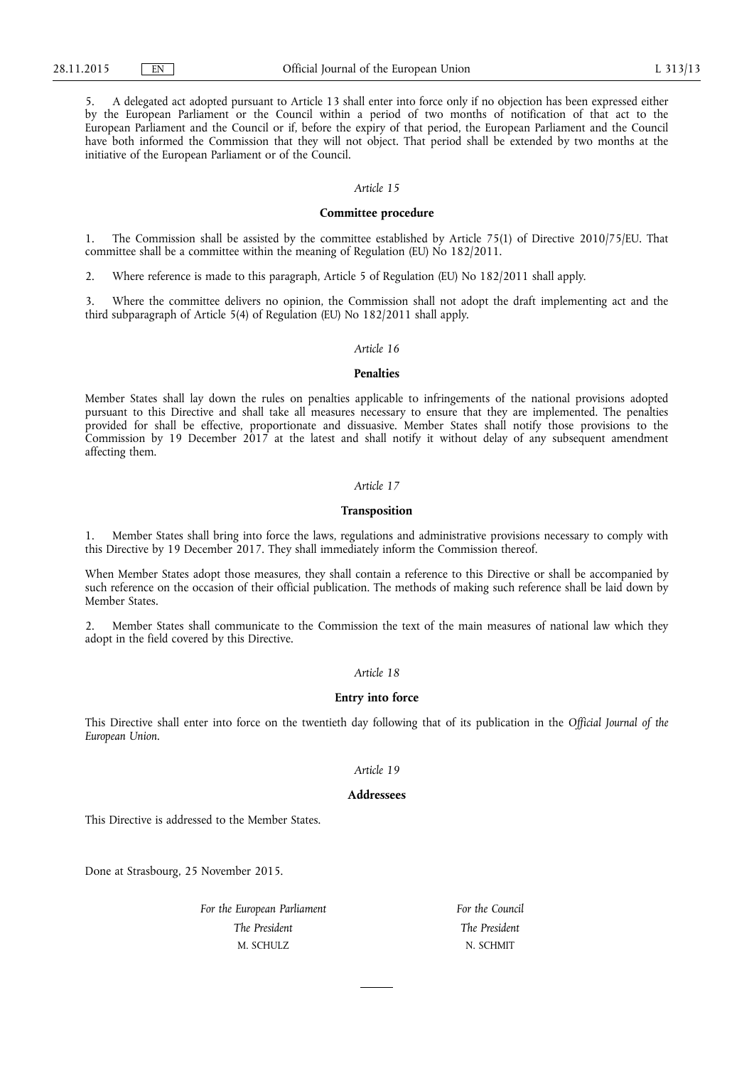5. A delegated act adopted pursuant to Article 13 shall enter into force only if no objection has been expressed either by the European Parliament or the Council within a period of two months of notification of that act to the European Parliament and the Council or if, before the expiry of that period, the European Parliament and the Council have both informed the Commission that they will not object. That period shall be extended by two months at the initiative of the European Parliament or of the Council.

*Article 15*

**Committee procedure**

1. The Commission shall be assisted by the committee established by Article 75(1) of Directive 2010/75/EU. That committee shall be a committee within the meaning of Regulation (EU) No 182/2011.

2. Where reference is made to this paragraph, Article 5 of Regulation (EU) No 182/2011 shall apply.

3. Where the committee delivers no opinion, the Commission shall not adopt the draft implementing act and the third subparagraph of Article 5(4) of Regulation (EU) No 182/2011 shall apply.

*Article 16*

**Penalties**

Member States shall lay down the rules on penalties applicable to infringements of the national provisions adopted pursuant to this Directive and shall take all measures necessary to ensure that they are implemented. The penalties provided for shall be effective, proportionate and dissuasive. Member States shall notify those provisions to the Commission by 19 December 2017 at the latest and shall notify it without delay of any subsequent amendment affecting them.

*Article 17*

**Transposition**

1. Member States shall bring into force the laws, regulations and administrative provisions necessary to comply with this Directive by 19 December 2017. They shall immediately inform the Commission thereof.

When Member States adopt those measures, they shall contain a reference to this Directive or shall be accompanied by such reference on the occasion of their official publication. The methods of making such reference shall be laid down by Member States.

2. Member States shall communicate to the Commission the text of the main measures of national law which they adopt in the field covered by this Directive.

*Article 18*

**Entry into force**

This Directive shall enter into force on the twentieth day following that of its publication in the *Official Journal of the European Union*.

*Article 19*

**Addressees**

This Directive is addressed to the Member States.

Done at Strasbourg, 25 November 2015.

*For the European Parliament*
*The President*
M. SCHULZ

*For the Council*
*The President*
N. SCHMIT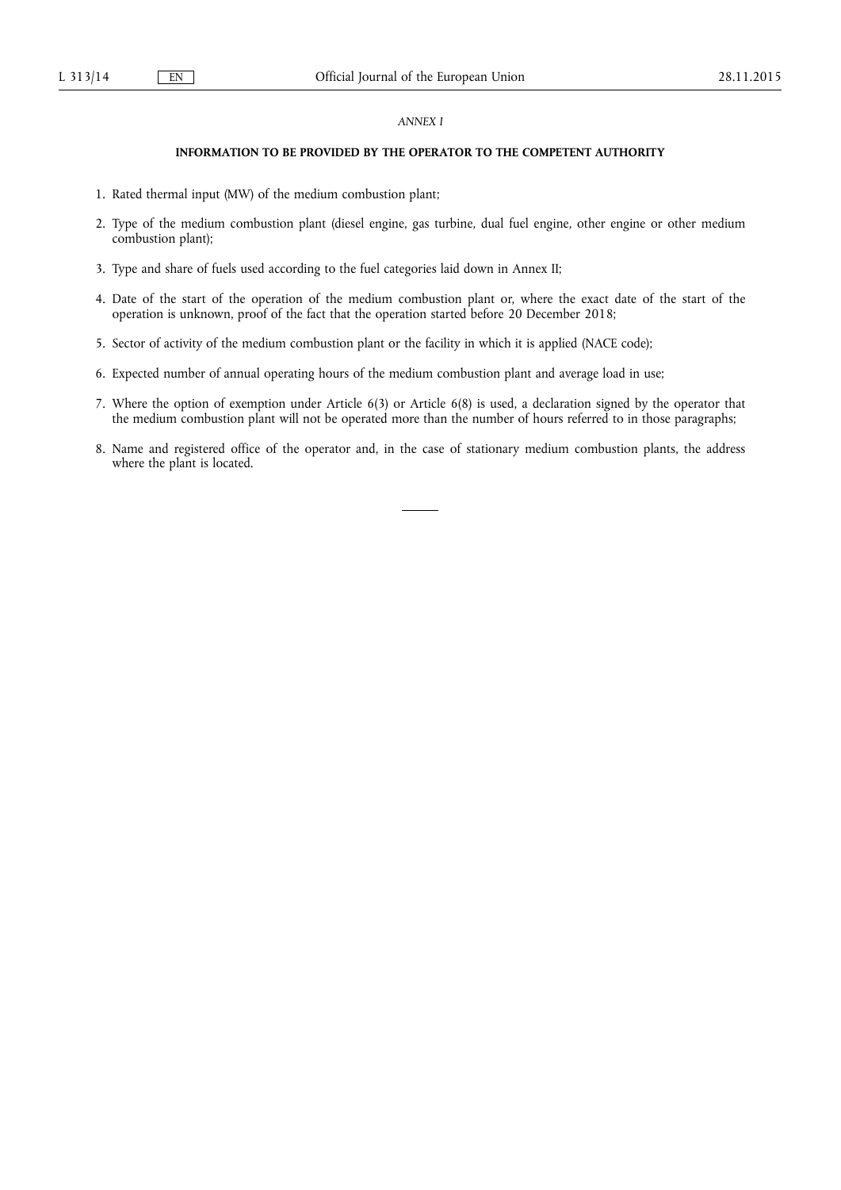*ANNEX I*

**INFORMATION TO BE PROVIDED BY THE OPERATOR TO THE COMPETENT AUTHORITY**

1. Rated thermal input (MW) of the medium combustion plant;
2. Type of the medium combustion plant (diesel engine, gas turbine, dual fuel engine, other engine or other medium combustion plant);
3. Type and share of fuels used according to the fuel categories laid down in Annex II;
4. Date of the start of the operation of the medium combustion plant or, where the exact date of the start of the operation is unknown, proof of the fact that the operation started before 20 December 2018;
5. Sector of activity of the medium combustion plant or the facility in which it is applied (NACE code);
6. Expected number of annual operating hours of the medium combustion plant and average load in use;
7. Where the option of exemption under Article 6(3) or Article 6(8) is used, a declaration signed by the operator that the medium combustion plant will not be operated more than the number of hours referred to in those paragraphs;
8. Name and registered office of the operator and, in the case of stationary medium combustion plants, the address where the plant is located.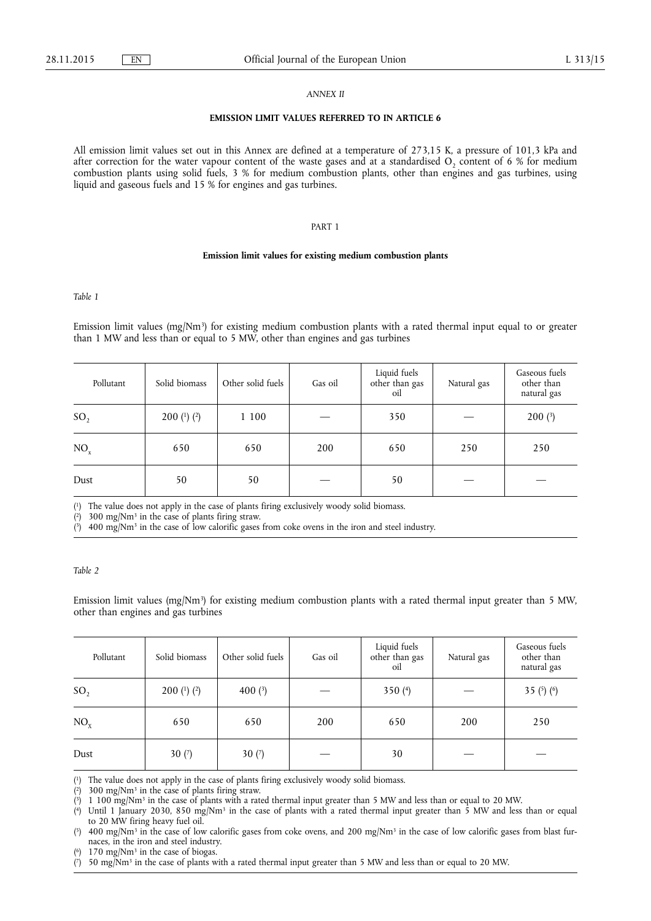*ANNEX II*

**EMISSION LIMIT VALUES REFERRED TO IN ARTICLE 6**

All emission limit values set out in this Annex are defined at a temperature of 273,15 K, a pressure of 101,3 kPa and after correction for the water vapour content of the waste gases and at a standardised $O_2$ content of 6 % for medium combustion plants using solid fuels, 3 % for medium combustion plants, other than engines and gas turbines, using liquid and gaseous fuels and 15 % for engines and gas turbines.

PART 1

**Emission limit values for existing medium combustion plants**

*Table 1*

Emission limit values (mg/Nm$^3$) for existing medium combustion plants with a rated thermal input equal to or greater than 1 MW and less than or equal to 5 MW, other than engines and gas turbines

| Pollutant | Solid biomass | Other solid fuels | Gas oil | Liquid fuels other than gas oil | Natural gas | Gaseous fuels other than natural gas |
|---|---|---|---|---|---|---|
| $SO_2$ | 200 (1) (2) | 1 100 | — | 350 | — | 200 (3) |
| $NO_x$ | 650 | 650 | 200 | 650 | 250 | 250 |
| Dust | 50 | 50 | — | 50 | — | — |

(1) The value does not apply in the case of plants firing exclusively woody solid biomass.

(2) 300 mg/Nm$^3$ in the case of plants firing straw.

(3) 400 mg/Nm$^3$ in the case of low calorific gases from coke ovens in the iron and steel industry.

*Table 2*

Emission limit values (mg/Nm$^3$) for existing medium combustion plants with a rated thermal input greater than 5 MW, other than engines and gas turbines

| Pollutant | Solid biomass | Other solid fuels | Gas oil | Liquid fuels other than gas oil | Natural gas | Gaseous fuels other than natural gas |
|---|---|---|---|---|---|---|
| $SO_2$ | 200 (1) (2) | 400 (3) | — | 350 (4) | — | 35 (5) (6) |
| $NO_x$ | 650 | 650 | 200 | 650 | 200 | 250 |
| Dust | 30 (7) | 30 (7) | — | 30 | — | — |

(1) The value does not apply in the case of plants firing exclusively woody solid biomass.

(2) 300 mg/Nm$^3$ in the case of plants firing straw.

(3) 1 100 mg/Nm$^3$ in the case of plants with a rated thermal input greater than 5 MW and less than or equal to 20 MW.

(4) Until 1 January 2030, 850 mg/Nm$^3$ in the case of plants with a rated thermal input greater than 5 MW and less than or equal to 20 MW firing heavy fuel oil.

(5) 400 mg/Nm$^3$ in the case of low calorific gases from coke ovens, and 200 mg/Nm$^3$ in the case of low calorific gases from blast furnaces, in the iron and steel industry.

(6) 170 mg/Nm$^3$ in the case of biogas.

(7) 50 mg/Nm$^3$ in the case of plants with a rated thermal input greater than 5 MW and less than or equal to 20 MW.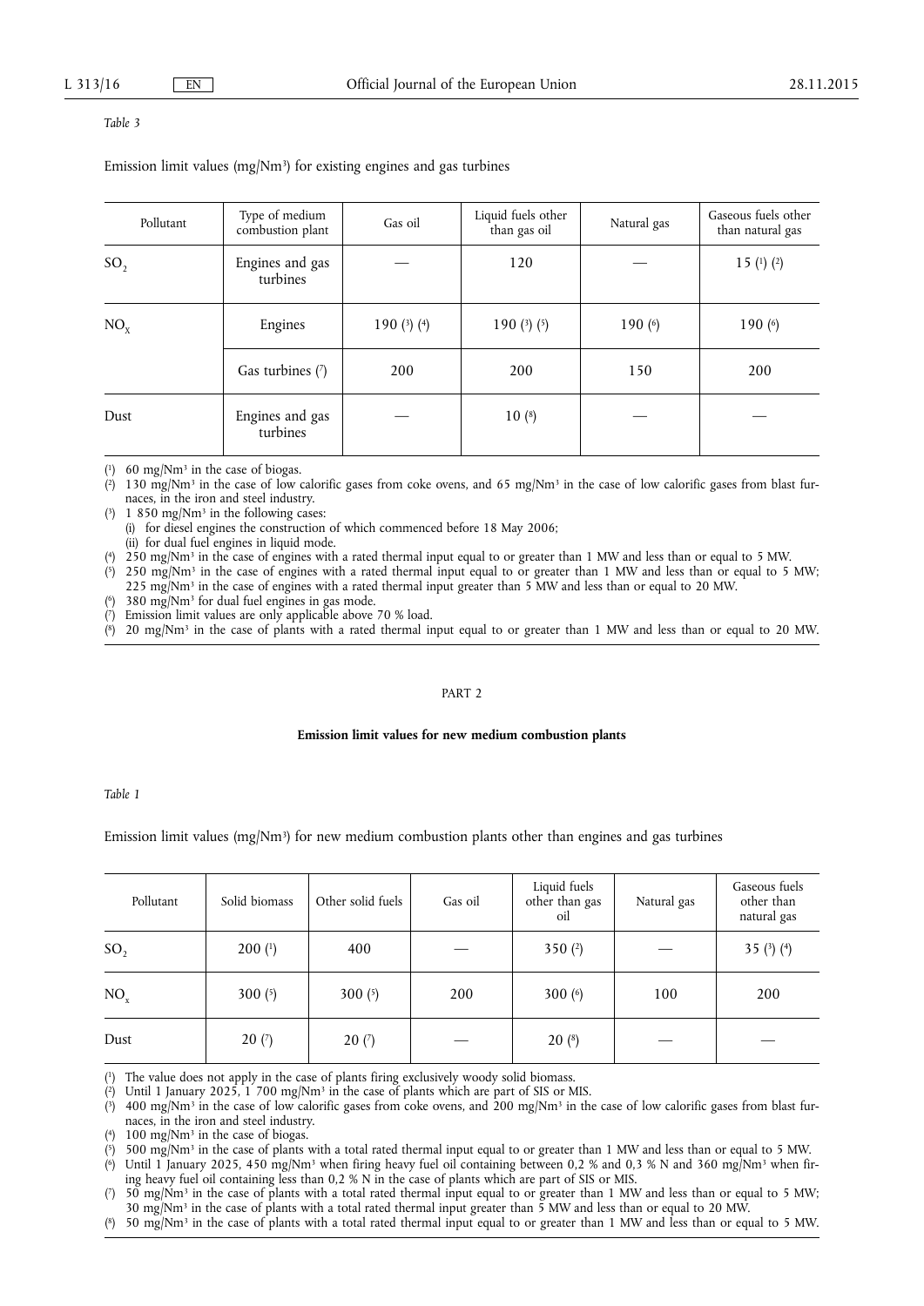*Table 3*

Emission limit values (mg/Nm³) for existing engines and gas turbines

| Pollutant | Type of medium combustion plant | Gas oil | Liquid fuels other than gas oil | Natural gas | Gaseous fuels other than natural gas |
|---|---|---|---|---|---|
| $SO_2$ | Engines and gas turbines | — | 120 | — | 15 (1) (2) |
| $NO_x$ | Engines | 190 (3) (4) | 190 (3) (5) | 190 (6) | 190 (6) |
| | Gas turbines (7) | 200 | 200 | 150 | 200 |
| Dust | Engines and gas turbines | — | 10 (8) | — | — |

(1) 60 mg/Nm³ in the case of biogas.

(2) 130 mg/Nm³ in the case of low calorific gases from coke ovens, and 65 mg/Nm³ in the case of low calorific gases from blast furnaces, in the iron and steel industry.

(3) 1 850 mg/Nm³ in the following cases:

(i) for diesel engines the construction of which commenced before 18 May 2006;

(ii) for dual fuel engines in liquid mode.

(4) 250 mg/Nm³ in the case of engines with a rated thermal input equal to or greater than 1 MW and less than or equal to 5 MW.

(5) 250 mg/Nm³ in the case of engines with a rated thermal input equal to or greater than 1 MW and less than or equal to 5 MW; 225 mg/Nm³ in the case of engines with a rated thermal input greater than 5 MW and less than or equal to 20 MW.

(6) 380 mg/Nm³ for dual fuel engines in gas mode.

(7) Emission limit values are only applicable above 70 % load.

(8) 20 mg/Nm³ in the case of plants with a rated thermal input equal to or greater than 1 MW and less than or equal to 20 MW.

PART 2

**Emission limit values for new medium combustion plants**

*Table 1*

Emission limit values (mg/Nm³) for new medium combustion plants other than engines and gas turbines

| Pollutant | Solid biomass | Other solid fuels | Gas oil | Liquid fuels other than gas oil | Natural gas | Gaseous fuels other than natural gas |
|---|---|---|---|---|---|---|
| $SO_2$ | 200 (1) | 400 | — | 350 (2) | — | 35 (3) (4) |
| $NO_x$ | 300 (5) | 300 (5) | 200 | 300 (6) | 100 | 200 |
| Dust | 20 (7) | 20 (7) | — | 20 (8) | — | — |

(1) The value does not apply in the case of plants firing exclusively woody solid biomass.

(2) Until 1 January 2025, 1 700 mg/Nm³ in the case of plants which are part of SIS or MIS.

(3) 400 mg/Nm³ in the case of low calorific gases from coke ovens, and 200 mg/Nm³ in the case of low calorific gases from blast furnaces, in the iron and steel industry.

(4) 100 mg/Nm³ in the case of biogas.

(5) 500 mg/Nm³ in the case of plants with a total rated thermal input equal to or greater than 1 MW and less than or equal to 5 MW.

(6) Until 1 January 2025, 450 mg/Nm³ when firing heavy fuel oil containing between 0,2 % and 0,3 % N and 360 mg/Nm³ when firing heavy fuel oil containing less than 0,2 % N in the case of plants which are part of SIS or MIS.

(7) 50 mg/Nm³ in the case of plants with a total rated thermal input equal to or greater than 1 MW and less than or equal to 5 MW; 30 mg/Nm³ in the case of plants with a total rated thermal input greater than 5 MW and less than or equal to 20 MW.

(8) 50 mg/Nm³ in the case of plants with a total rated thermal input equal to or greater than 1 MW and less than or equal to 5 MW.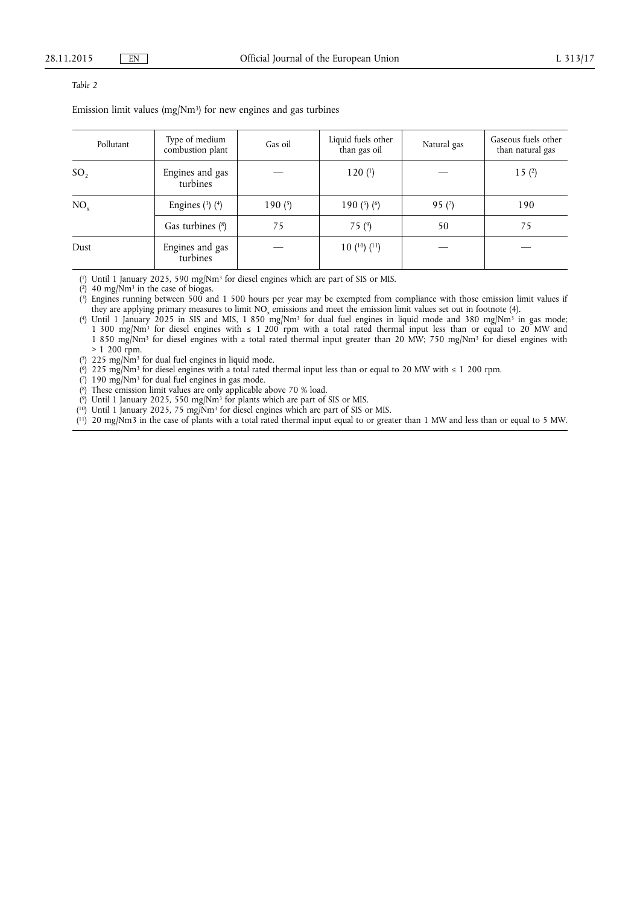*Table 2*

Emission limit values (mg/Nm³) for new engines and gas turbines

| Pollutant | Type of medium combustion plant | Gas oil | Liquid fuels other than gas oil | Natural gas | Gaseous fuels other than natural gas |
|---|---|---|---|---|---|
| $SO_2$ | Engines and gas turbines | — | 120 (1) | — | 15 (2) |
| $NO_x$ | Engines (3) (4) | 190 (5) | 190 (5) (6) | 95 (7) | 190 |
| | Gas turbines (8) | 75 | 75 (9) | 50 | 75 |
| Dust | Engines and gas turbines | — | 10 (10) (11) | — | — |

(1) Until 1 January 2025, 590 mg/Nm³ for diesel engines which are part of SIS or MIS.

(2) 40 mg/Nm³ in the case of biogas.

(3) Engines running between 500 and 1 500 hours per year may be exempted from compliance with those emission limit values if they are applying primary measures to limit $NO_x$ emissions and meet the emission limit values set out in footnote (4).

(4) Until 1 January 2025 in SIS and MIS, 1 850 mg/Nm³ for dual fuel engines in liquid mode and 380 mg/Nm³ in gas mode; 1 300 mg/Nm³ for diesel engines with ≤ 1 200 rpm with a total rated thermal input less than or equal to 20 MW and 1 850 mg/Nm³ for diesel engines with a total rated thermal input greater than 20 MW; 750 mg/Nm³ for diesel engines with > 1 200 rpm.

(5) 225 mg/Nm³ for dual fuel engines in liquid mode.

(6) 225 mg/Nm³ for diesel engines with a total rated thermal input less than or equal to 20 MW with ≤ 1 200 rpm.

(7) 190 mg/Nm³ for dual fuel engines in gas mode.

(8) These emission limit values are only applicable above 70 % load.

(9) Until 1 January 2025, 550 mg/Nm³ for plants which are part of SIS or MIS.

(10) Until 1 January 2025, 75 mg/Nm³ for diesel engines which are part of SIS or MIS.

(11) 20 mg/Nm3 in the case of plants with a total rated thermal input equal to or greater than 1 MW and less than or equal to 5 MW.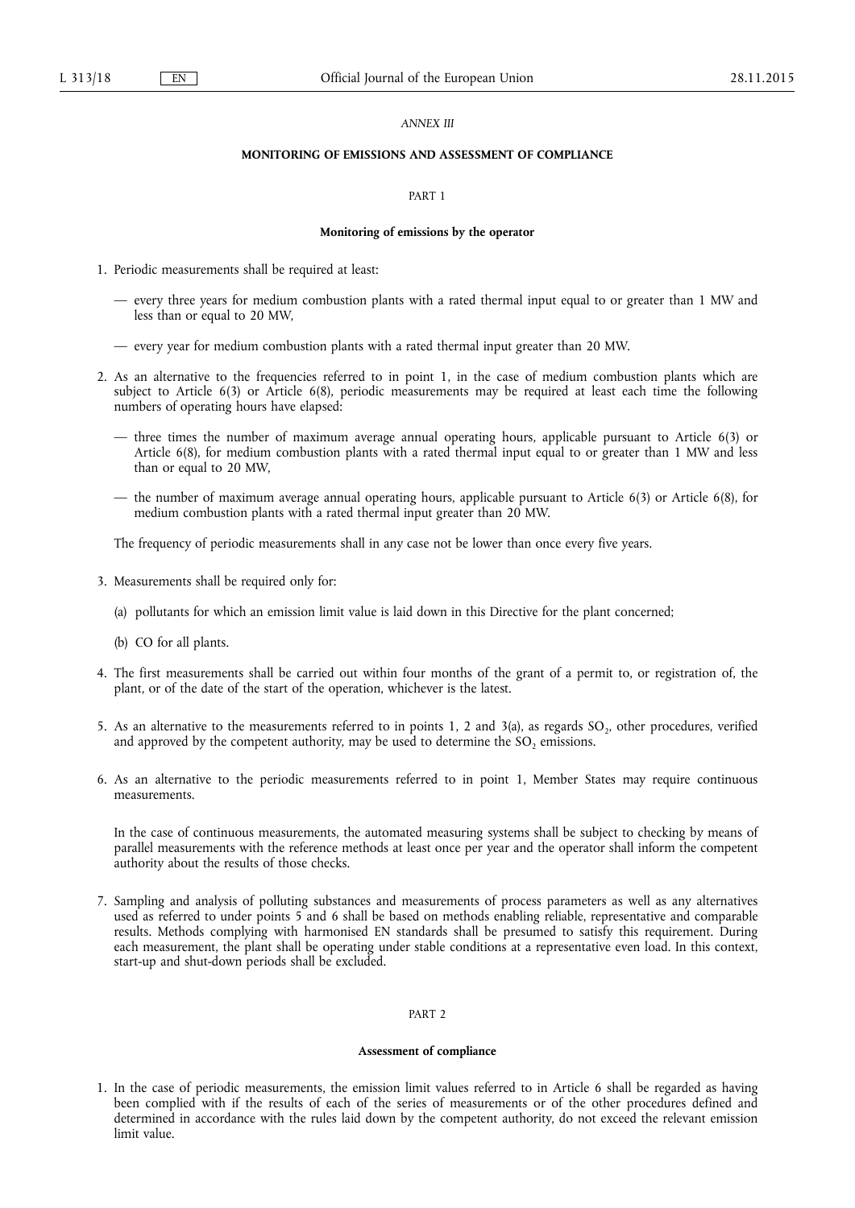*ANNEX III*

## MONITORING OF EMISSIONS AND ASSESSMENT OF COMPLIANCE

PART 1

### Monitoring of emissions by the operator

1. Periodic measurements shall be required at least:

   — every three years for medium combustion plants with a rated thermal input equal to or greater than 1 MW and less than or equal to 20 MW,

   — every year for medium combustion plants with a rated thermal input greater than 20 MW.

2. As an alternative to the frequencies referred to in point 1, in the case of medium combustion plants which are subject to Article 6(3) or Article 6(8), periodic measurements may be required at least each time the following numbers of operating hours have elapsed:

   — three times the number of maximum average annual operating hours, applicable pursuant to Article 6(3) or Article 6(8), for medium combustion plants with a rated thermal input equal to or greater than 1 MW and less than or equal to 20 MW,

   — the number of maximum average annual operating hours, applicable pursuant to Article 6(3) or Article 6(8), for medium combustion plants with a rated thermal input greater than 20 MW.

   The frequency of periodic measurements shall in any case not be lower than once every five years.

3. Measurements shall be required only for:

   (a) pollutants for which an emission limit value is laid down in this Directive for the plant concerned;

   (b) CO for all plants.

4. The first measurements shall be carried out within four months of the grant of a permit to, or registration of, the plant, or of the date of the start of the operation, whichever is the latest.

5. As an alternative to the measurements referred to in points 1, 2 and 3(a), as regards $SO_2$, other procedures, verified and approved by the competent authority, may be used to determine the $SO_2$ emissions.

6. As an alternative to the periodic measurements referred to in point 1, Member States may require continuous measurements.

   In the case of continuous measurements, the automated measuring systems shall be subject to checking by means of parallel measurements with the reference methods at least once per year and the operator shall inform the competent authority about the results of those checks.

7. Sampling and analysis of polluting substances and measurements of process parameters as well as any alternatives used as referred to under points 5 and 6 shall be based on methods enabling reliable, representative and comparable results. Methods complying with harmonised EN standards shall be presumed to satisfy this requirement. During each measurement, the plant shall be operating under stable conditions at a representative even load. In this context, start-up and shut-down periods shall be excluded.

PART 2

### Assessment of compliance

1. In the case of periodic measurements, the emission limit values referred to in Article 6 shall be regarded as having been complied with if the results of each of the series of measurements or of the other procedures defined and determined in accordance with the rules laid down by the competent authority, do not exceed the relevant emission limit value.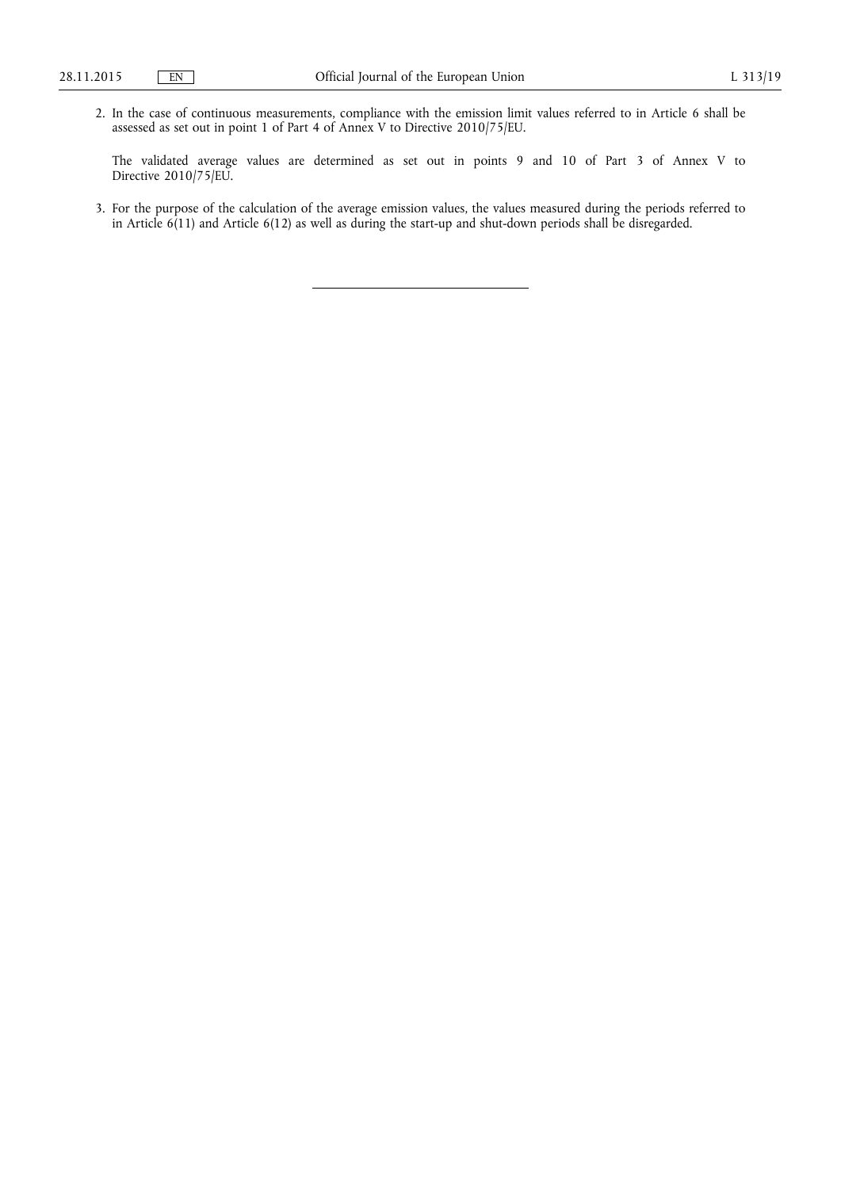2. In the case of continuous measurements, compliance with the emission limit values referred to in Article 6 shall be assessed as set out in point 1 of Part 4 of Annex V to Directive 2010/75/EU.

   The validated average values are determined as set out in points 9 and 10 of Part 3 of Annex V to Directive 2010/75/EU.

3. For the purpose of the calculation of the average emission values, the values measured during the periods referred to in Article 6(11) and Article 6(12) as well as during the start-up and shut-down periods shall be disregarded.